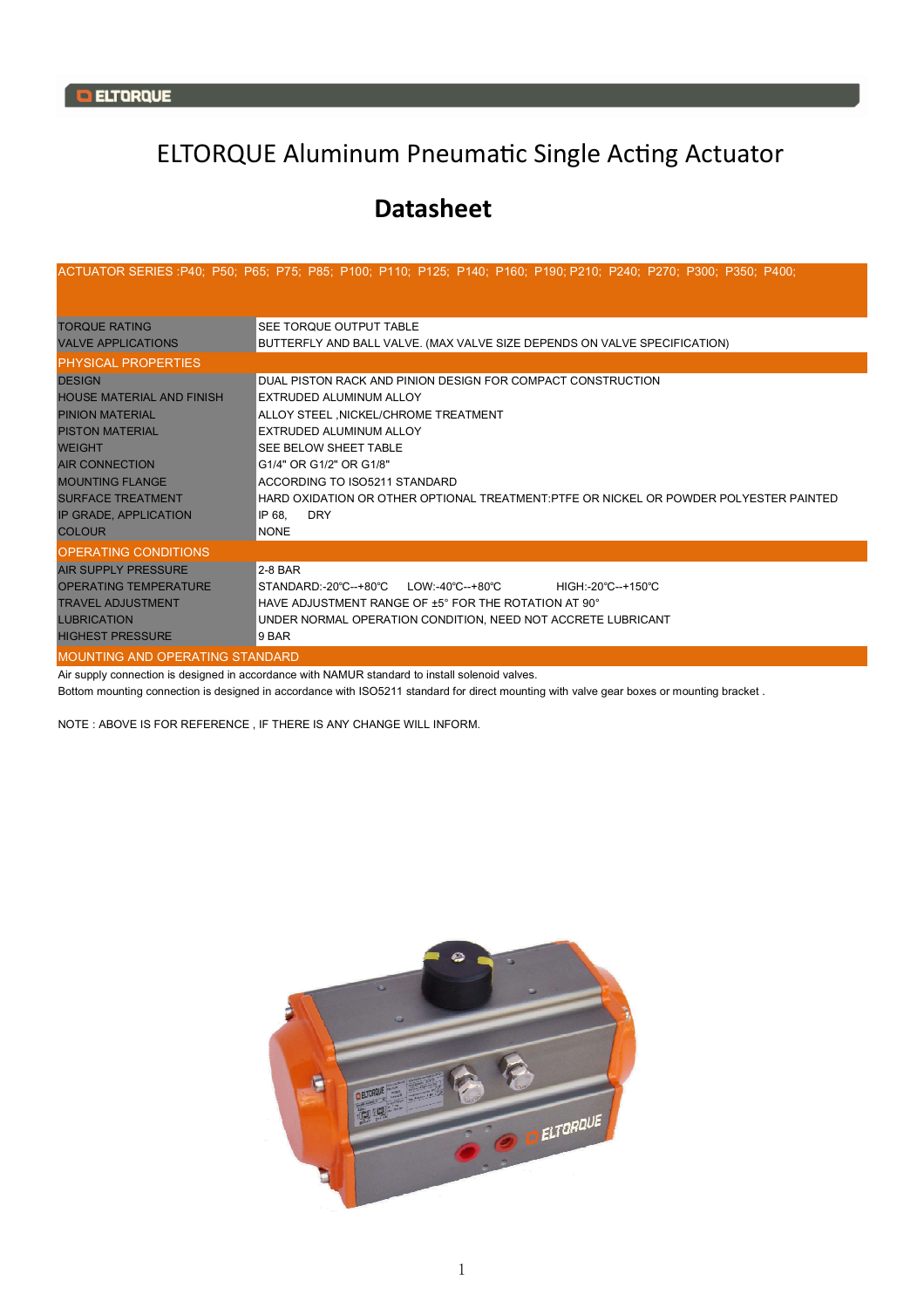# ELTORQUE Aluminum Pneumatic Single Acting Actuator

## Datasheet

| ACTUATOR SERIES :P40; P50; P65; P75; P85; P100; P110; P125; P140; P160; P190; P210; P240; P270; P300; P350; P400; | |
|---|---|
| TORQUE RATING | SEE TORQUE OUTPUT TABLE |
| VALVE APPLICATIONS | BUTTERFLY AND BALL VALVE. (MAX VALVE SIZE DEPENDS ON VALVE SPECIFICATION) |
| **PHYSICAL PROPERTIES** | |
| DESIGN | DUAL PISTON RACK AND PINION DESIGN FOR COMPACT CONSTRUCTION |
| HOUSE MATERIAL AND FINISH | EXTRUDED ALUMINUM ALLOY |
| PINION MATERIAL | ALLOY STEEL ,NICKEL/CHROME TREATMENT |
| PISTON MATERIAL | EXTRUDED ALUMINUM ALLOY |
| WEIGHT | SEE BELOW SHEET TABLE |
| AIR CONNECTION | G1/4" OR G1/2" OR G1/8" |
| MOUNTING FLANGE | ACCORDING TO ISO5211 STANDARD |
| SURFACE TREATMENT | HARD OXIDATION OR OTHER OPTIONAL TREATMENT:PTFE OR NICKEL OR POWDER POLYESTER PAINTED |
| IP GRADE, APPLICATION | IP 68, DRY |
| COLOUR | NONE |
| **OPERATING CONDITIONS** | |
| AIR SUPPLY PRESSURE | 2-8 BAR |
| OPERATING TEMPERATURE | STANDARD:-20℃--+80℃ LOW:-40℃--+80℃ HIGH:-20℃--+150℃ |
| TRAVEL ADJUSTMENT | HAVE ADJUSTMENT RANGE OF ±5° FOR THE ROTATION AT 90° |
| LUBRICATION | UNDER NORMAL OPERATION CONDITION, NEED NOT ACCRETE LUBRICANT |
| HIGHEST PRESSURE | 9 BAR |
| **MOUNTING AND OPERATING STANDARD** | |

Air supply connection is designed in accordance with NAMUR standard to install solenoid valves.

Bottom mounting connection is designed in accordance with ISO5211 standard for direct mounting with valve gear boxes or mounting bracket .

NOTE : ABOVE IS FOR REFERENCE , IF THERE IS ANY CHANGE WILL INFORM.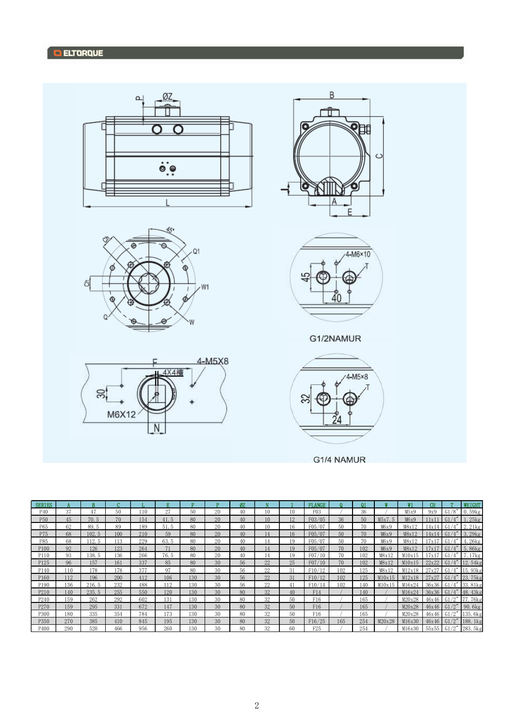ELTORQUE

G1/2NAMUR

G1/4 NAMUR

| SERIES | A | B | C | L | E | F | P | ØZ | N | I | FLANGE | Q | Q1 | W | W1 | CH | T | WEIGHT |
|---|---|---|---|---|---|---|---|---|---|---|---|---|---|---|---|---|---|---|
| P40 | 37 | 47 | 50 | 110 | 27 | 50 | 20 | 40 | 10 | 10 | F03 | / | 36 | / | M5x9 | 9x9 | G1/8" | 0.59kg |
| P50 | 45 | 70.5 | 70 | 154 | 41.5 | 80 | 20 | 40 | 10 | 12 | F03/05 | 36 | 50 | M5x7.5 | M6x9 | 11x11 | G1/4" | 1.25kg |
| P65 | 62 | 89.5 | 89 | 189 | 51.5 | 80 | 20 | 40 | 10 | 16 | F05/07 | 50 | 70 | M6x9 | M8x12 | 14x14 | G1/4" | 2.21kg |
| P75 | 68 | 102.5 | 100 | 210 | 59 | 80 | 20 | 40 | 14 | 16 | F05/07 | 50 | 70 | M6x9 | M8x12 | 14x14 | G1/4" | 3.29kg |
| P85 | 68 | 112.5 | 113 | 229 | 63.5 | 80 | 20 | 40 | 14 | 19 | F05/07 | 50 | 70 | M6x9 | M8x12 | 17x17 | G1/4" | 4.26kg |
| P100 | 92 | 126 | 123 | 264 | 71 | 80 | 20 | 40 | 14 | 19 | F05/07 | 70 | 102 | M6x9 | M8x12 | 17x17 | G1/4" | 5.86kg |
| P110 | 93 | 138.5 | 136 | 266 | 76.5 | 80 | 20 | 40 | 14 | 19 | F07/10 | 70 | 102 | M8x12 | M10x15 | 17x17 | G1/4" | 7.17kg |
| P125 | 96 | 157 | 161 | 337 | 85 | 80 | 30 | 56 | 22 | 25 | F07/10 | 70 | 102 | M8x12 | M10x15 | 22x22 | G1/4" | 12.54kg |
| P140 | 110 | 178 | 178 | 377 | 97 | 80 | 30 | 56 | 22 | 31 | F10/12 | 102 | 125 | M8x12 | M12x18 | 27x27 | G1/4" | 15.93kg |
| P160 | 112 | 196 | 200 | 412 | 106 | 130 | 30 | 56 | 22 | 31 | F10/12 | 102 | 125 | M10x15 | M12x18 | 27x27 | G1/4" | 23.75kg |
| P190 | 136 | 216.5 | 232 | 488 | 112 | 130 | 30 | 56 | 22 | 41 | F10/14 | 102 | 140 | M10x15 | M16x24 | 36x36 | G1/4" | 33.81kg |
| P210 | 140 | 235.5 | 255 | 550 | 120 | 130 | 30 | 80 | 32 | 40 | F14 | / | 140 | / | M16x24 | 36x36 | G1/4" | 48.43kg |
| P240 | 159 | 262 | 292 | 602 | 131 | 130 | 30 | 80 | 32 | 50 | F16 | / | 165 | / | M20x28 | 46x46 | G1/2" | 77.76kg |
| P270 | 159 | 295 | 331 | 672 | 147 | 130 | 30 | 80 | 32 | 50 | F16 | / | 165 | / | M20x28 | 46x46 | G1/2" | 90.6kg |
| P300 | 180 | 335 | 354 | 784 | 173 | 130 | 30 | 80 | 32 | 50 | F16 | / | 165 | / | M20x28 | 46x46 | G1/2" | 135.6kg |
| P350 | 270 | 385 | 410 | 845 | 195 | 130 | 30 | 80 | 32 | 50 | F16/25 | 165 | 254 | M20x28 | M16x30 | 46x46 | G1/2" | 188.1kg |
| P400 | 290 | 520 | 466 | 956 | 260 | 130 | 30 | 80 | 32 | 60 | F25 | / | 254 | / | M16x30 | 55x55 | G1/2" | 283.5kg |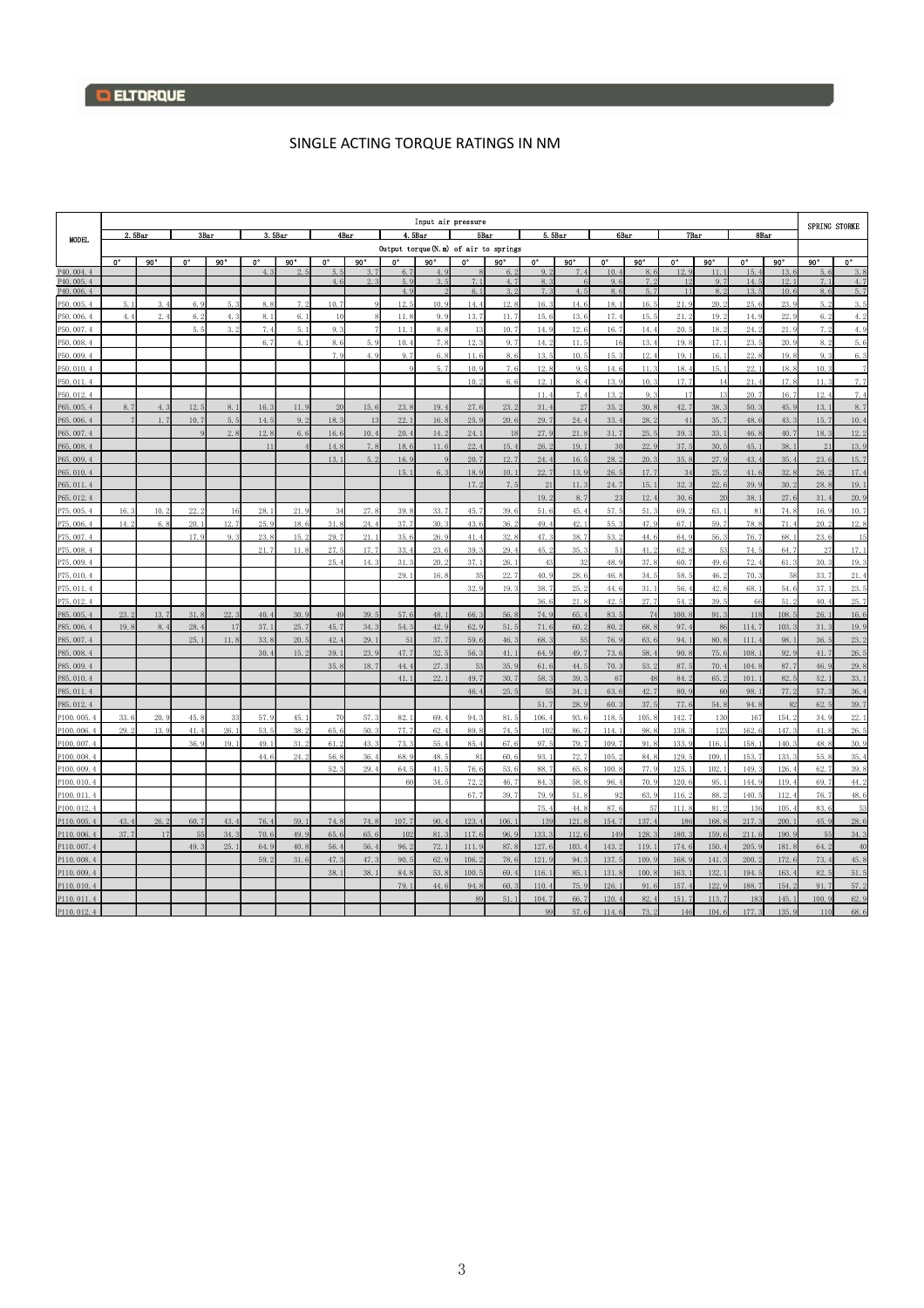# SINGLE ACTING TORQUE RATINGS IN NM

| MODEL | Input air pressure | | | | | | | | | | | | | | | | | | | | SPRING STORKE | |
|---|---|---|---|---|---|---|---|---|---|---|---|---|---|---|---|---|---|---|---|---|---|---|
| | 2.5Bar | | 3Bar | | 3.5Bar | | 4Bar | | 4.5Bar | | 5Bar | | 5.5Bar | | 6Bar | | 7Bar | | 8Bar | | | |
| | Output torque(N.m) of air to springs | | | | | | | | | | | | | | | | | | | | | |
| | 0° | 90° | 0° | 90° | 0° | 90° | 0° | 90° | 0° | 90° | 0° | 90° | 0° | 90° | 0° | 90° | 0° | 90° | 0° | 90° | 90° | 0° |
| P40.004.4 | | | | | 4.3 | 2.5 | 5.5 | 3.7 | 6.7 | 4.9 | 8 | 6.2 | 9.2 | 7.4 | 10.4 | 8.6 | 12.9 | 11.1 | 15.4 | 13.6 | 5.6 | 3.8 |
| P40.005.4 | | | | | | | 4.6 | 2.3 | 5.9 | 3.5 | 7.1 | 4.7 | 8.3 | 6 | 9.6 | 7.2 | 12 | 9.7 | 14.5 | 12.1 | 7.1 | 4.7 |
| P40.006.4 | | | | | | | | | 4.9 | 2 | 6.1 | 3.2 | 7.3 | 4.5 | 8.6 | 5.7 | 11 | 8.2 | 13.5 | 10.6 | 8.6 | 5.7 |
| P50.005.4 | 5.1 | 3.4 | 6.9 | 5.3 | 8.8 | 7.2 | 10.7 | 9 | 12.5 | 10.9 | 14.4 | 12.8 | 16.3 | 14.6 | 18.1 | 16.5 | 21.9 | 20.2 | 25.6 | 23.9 | 5.2 | 3.5 |
| P50.006.4 | 4.4 | 2.4 | 6.2 | 4.3 | 8.1 | 6.1 | 10 | 8 | 11.8 | 9.9 | 13.7 | 11.7 | 15.6 | 13.6 | 17.4 | 15.5 | 21.2 | 19.2 | 14.9 | 22.9 | 6.2 | 4.2 |
| P50.007.4 | | | 5.5 | 3.2 | 7.4 | 5.1 | 9.3 | 7 | 11.1 | 8.8 | 13 | 10.7 | 14.9 | 12.6 | 16.7 | 14.4 | 20.5 | 18.2 | 24.2 | 21.9 | 7.2 | 4.9 |
| P50.008.4 | | | | | 6.7 | 4.1 | 8.6 | 5.9 | 10.4 | 7.8 | 12.3 | 9.7 | 14.2 | 11.5 | 16 | 13.4 | 19.8 | 17.1 | 23.5 | 20.9 | 8.2 | 5.6 |
| P50.009.4 | | | | | | | 7.9 | 4.9 | 9.7 | 6.8 | 11.6 | 8.6 | 13.5 | 10.5 | 15.3 | 12.4 | 19.1 | 16.1 | 22.8 | 19.8 | 9.3 | 6.3 |
| P50.010.4 | | | | | | | | | 9 | 5.7 | 10.9 | 7.6 | 12.8 | 9.5 | 14.6 | 11.3 | 18.4 | 15.1 | 22.1 | 18.8 | 10.3 | 7 |
| P50.011.4 | | | | | | | | | | | 10.2 | 6.6 | 12.1 | 8.4 | 13.9 | 10.3 | 17.7 | 14 | 21.4 | 17.8 | 11.3 | 7.7 |
| P50.012.4 | | | | | | | | | | | | | 11.4 | 7.4 | 13.2 | 9.3 | 17 | 13 | 20.7 | 16.7 | 12.4 | 7.4 |
| P65.005.4 | 8.7 | 4.3 | 12.5 | 8.1 | 16.3 | 11.9 | 20 | 15.6 | 23.8 | 19.4 | 27.6 | 23.2 | 31.4 | 27 | 35.2 | 30.8 | 42.7 | 38.3 | 50.3 | 45.9 | 13.1 | 8.7 |
| P65.006.4 | 7 | 1.7 | 10.7 | 5.5 | 14.5 | 9.2 | 18.3 | 13 | 22.1 | 16.8 | 25.9 | 20.6 | 29.7 | 24.4 | 33.4 | 28.2 | 41 | 35.7 | 48.6 | 43.3 | 15.7 | 10.4 |
| P65.007.4 | | | 9 | 2.8 | 12.8 | 6.6 | 16.6 | 10.4 | 20.4 | 14.2 | 24.1 | 18 | 27.9 | 21.8 | 31.7 | 25.5 | 39.3 | 33.1 | 46.8 | 40.7 | 18.3 | 12.2 |
| P65.008.4 | | | | | 11 | 4 | 14.8 | 7.8 | 18.6 | 11.6 | 22.4 | 15.4 | 26.2 | 19.1 | 30 | 22.9 | 37.5 | 30.5 | 45.1 | 38.1 | 21 | 13.9 |
| P65.009.4 | | | | | | | 13.1 | 5.2 | 16.9 | 9 | 20.7 | 12.7 | 24.4 | 16.5 | 28.2 | 20.3 | 35.8 | 27.9 | 43.4 | 35.4 | 23.6 | 15.7 |
| P65.010.4 | | | | | | | | | 15.1 | 6.3 | 18.9 | 10.1 | 22.7 | 13.9 | 26.5 | 17.7 | 34 | 25.2 | 41.6 | 32.8 | 26.2 | 17.4 |
| P65.011.4 | | | | | | | | | | | 17.2 | 7.5 | 21 | 11.3 | 24.7 | 15.1 | 32.3 | 22.6 | 39.9 | 30.2 | 28.8 | 19.1 |
| P65.012.4 | | | | | | | | | | | | | 19.2 | 8.7 | 23 | 12.4 | 30.6 | 20 | 38.1 | 27.6 | 31.4 | 20.9 |
| P75.005.4 | 16.3 | 10.2 | 22.2 | 16 | 28.1 | 21.9 | 34 | 27.8 | 39.8 | 33.7 | 45.7 | 39.6 | 51.6 | 45.4 | 57.5 | 51.3 | 69.2 | 63.1 | 81 | 74.8 | 16.9 | 10.7 |
| P75.006.4 | 14.2 | 6.8 | 20.1 | 12.7 | 25.9 | 18.6 | 31.8 | 24.4 | 37.7 | 30.3 | 43.6 | 36.2 | 49.4 | 42.1 | 55.3 | 47.9 | 67.1 | 59.7 | 78.8 | 71.4 | 20.2 | 12.8 |
| P75.007.4 | | | 17.9 | 9.3 | 23.8 | 15.2 | 29.7 | 21.1 | 35.6 | 26.9 | 41.4 | 32.8 | 47.3 | 38.7 | 53.2 | 44.6 | 64.9 | 56.3 | 76.7 | 68.1 | 23.6 | 15 |
| P75.008.4 | | | | | 21.7 | 11.8 | 27.5 | 17.7 | 33.4 | 23.6 | 39.3 | 29.4 | 45.2 | 35.3 | 51 | 41.2 | 62.8 | 53 | 74.5 | 64.7 | 27 | 17.1 |
| P75.009.4 | | | | | | | 25.4 | 14.3 | 31.3 | 20.2 | 37.1 | 26.1 | 43 | 32 | 48.9 | 37.8 | 60.7 | 49.6 | 72.4 | 61.3 | 30.3 | 19.3 |
| P75.010.4 | | | | | | | | | 29.1 | 16.8 | 35 | 22.7 | 40.9 | 28.6 | 46.8 | 34.5 | 58.5 | 46.2 | 70.3 | 58 | 33.7 | 21.4 |
| P75.011.4 | | | | | | | | | | | 32.9 | 19.3 | 38.7 | 25.2 | 44.6 | 31.1 | 56.4 | 42.8 | 68.1 | 54.6 | 37.1 | 23.5 |
| P75.012.4 | | | | | | | | | | | | | 36.6 | 21.8 | 42.5 | 27.7 | 54.2 | 39.5 | 66 | 51.2 | 40.4 | 25.7 |
| P85.005.4 | 23.2 | 13.7 | 31.8 | 22.3 | 40.4 | 30.9 | 49 | 39.5 | 57.6 | 48.1 | 66.3 | 56.8 | 74.9 | 65.4 | 83.5 | 74 | 100.8 | 91.3 | 118 | 108.5 | 26.1 | 16.6 |
| P85.006.4 | 19.8 | 8.4 | 28.4 | 17 | 37.1 | 25.7 | 45.7 | 34.3 | 54.3 | 42.9 | 62.9 | 51.5 | 71.6 | 60.2 | 80.2 | 68.8 | 97.4 | 86 | 114.7 | 103.3 | 31.3 | 19.9 |
| P85.007.4 | | | 25.1 | 11.8 | 33.8 | 20.5 | 42.4 | 29.1 | 51 | 37.7 | 59.6 | 46.3 | 68.3 | 55 | 76.9 | 63.6 | 94.1 | 80.8 | 111.4 | 98.1 | 36.5 | 23.2 |
| P85.008.4 | | | | | 30.4 | 15.2 | 39.1 | 23.9 | 47.7 | 32.5 | 56.3 | 41.1 | 64.9 | 49.7 | 73.6 | 58.4 | 90.8 | 75.6 | 108.1 | 92.9 | 41.7 | 26.5 |
| P85.009.4 | | | | | | | 35.8 | 18.7 | 44.4 | 27.3 | 53 | 35.9 | 61.6 | 44.5 | 70.3 | 53.2 | 87.5 | 70.4 | 104.8 | 87.7 | 46.9 | 29.8 |
| P85.010.4 | | | | | | | | | 41.1 | 22.1 | 49.7 | 30.7 | 58.3 | 39.3 | 67 | 48 | 84.2 | 65.2 | 101.1 | 82.5 | 52.1 | 33.1 |
| P85.011.4 | | | | | | | | | | | 46.4 | 25.5 | 55 | 34.1 | 63.6 | 42.7 | 80.9 | 60 | 98.1 | 77.2 | 57.3 | 36.4 |
| P85.012.4 | | | | | | | | | | | | | 51.7 | 28.9 | 60.3 | 37.5 | 77.6 | 54.8 | 94.8 | 82 | 62.5 | 39.7 |
| P100.005.4 | 33.6 | 20.9 | 45.8 | 33 | 57.9 | 45.1 | 70 | 57.3 | 82.1 | 69.4 | 94.3 | 81.5 | 106.4 | 93.6 | 118.5 | 105.8 | 142.7 | 130 | 167 | 154.2 | 34.9 | 22.1 |
| P100.006.4 | 29.2 | 13.9 | 41.4 | 26.1 | 53.5 | 38.2 | 65.6 | 50.3 | 77.7 | 62.4 | 89.8 | 74.5 | 102 | 86.7 | 114.1 | 98.8 | 138.3 | 123 | 162.6 | 147.3 | 41.8 | 26.5 |
| P100.007.4 | | | 36.9 | 19.1 | 49.1 | 31.2 | 61.2 | 43.3 | 73.3 | 55.4 | 85.4 | 67.6 | 97.5 | 79.7 | 109.7 | 91.8 | 133.9 | 116.1 | 158.1 | 140.3 | 48.8 | 30.9 |
| P100.008.4 | | | | | 44.6 | 24.2 | 56.8 | 36.4 | 68.9 | 48.5 | 81 | 60.6 | 93.1 | 72.7 | 105.2 | 84.8 | 129.5 | 109.1 | 153.7 | 133.3 | 55.8 | 35.4 |
| P100.009.4 | | | | | | | 52.3 | 29.4 | 64.5 | 41.5 | 76.6 | 53.6 | 88.7 | 65.8 | 100.8 | 77.9 | 125.1 | 102.1 | 149.3 | 126.4 | 62.7 | 39.8 |
| P100.010.4 | | | | | | | | | 60 | 34.5 | 72.2 | 46.7 | 84.3 | 58.8 | 96.4 | 70.9 | 120.6 | 95.1 | 144.9 | 119.4 | 69.7 | 44.2 |
| P100.011.4 | | | | | | | | | | | 67.7 | 39.7 | 79.9 | 51.8 | 92 | 63.9 | 116.2 | 88.2 | 140.5 | 112.4 | 76.7 | 48.6 |
| P100.012.4 | | | | | | | | | | | | | 75.4 | 44.8 | 87.6 | 57 | 111.8 | 81.2 | 136 | 105.4 | 83.6 | 53 |
| P110.005.4 | 43.4 | 26.2 | 60.7 | 43.4 | 76.4 | 59.1 | 74.8 | 74.8 | 107.7 | 90.4 | 123.4 | 106.1 | 139 | 121.8 | 154.7 | 137.4 | 186 | 168.8 | 217.3 | 200.1 | 45.9 | 28.6 |
| P110.006.4 | 37.7 | 17 | 55 | 34.3 | 70.6 | 49.9 | 65.6 | 65.6 | 102 | 81.3 | 117.6 | 96.9 | 133.3 | 112.6 | 149 | 128.3 | 180.3 | 159.6 | 211.6 | 190.9 | 55 | 34.3 |
| P110.007.4 | | | 49.3 | 25.1 | 64.9 | 40.8 | 56.4 | 56.4 | 96.2 | 72.1 | 111.9 | 87.8 | 127.6 | 103.4 | 143.2 | 119.1 | 174.6 | 150.4 | 205.9 | 181.8 | 64.2 | 40 |
| P110.008.4 | | | | | 59.2 | 31.6 | 47.3 | 47.3 | 90.5 | 62.9 | 106.2 | 78.6 | 121.9 | 94.3 | 137.5 | 109.9 | 168.9 | 141.3 | 200.2 | 172.6 | 73.4 | 45.8 |
| P110.009.4 | | | | | | | 38.1 | 38.1 | 84.8 | 53.8 | 100.5 | 69.4 | 116.1 | 85.1 | 131.8 | 100.8 | 163.1 | 132.1 | 194.5 | 163.4 | 82.5 | 51.5 |
| P110.010.4 | | | | | | | | | 79.1 | 44.6 | 94.8 | 60.3 | 110.4 | 75.9 | 126.1 | 91.6 | 157.4 | 122.9 | 188.7 | 154.2 | 91.7 | 57.2 |
| P110.011.4 | | | | | | | | | | | 89 | 51.1 | 104.7 | 66.7 | 120.4 | 82.4 | 151.7 | 113.7 | 183 | 145.1 | 100.9 | 62.9 |
| P110.012.4 | | | | | | | | | | | | | 99 | 57.6 | 114.6 | 73.2 | 146 | 104.6 | 177.3 | 135.9 | 110 | 68.6 |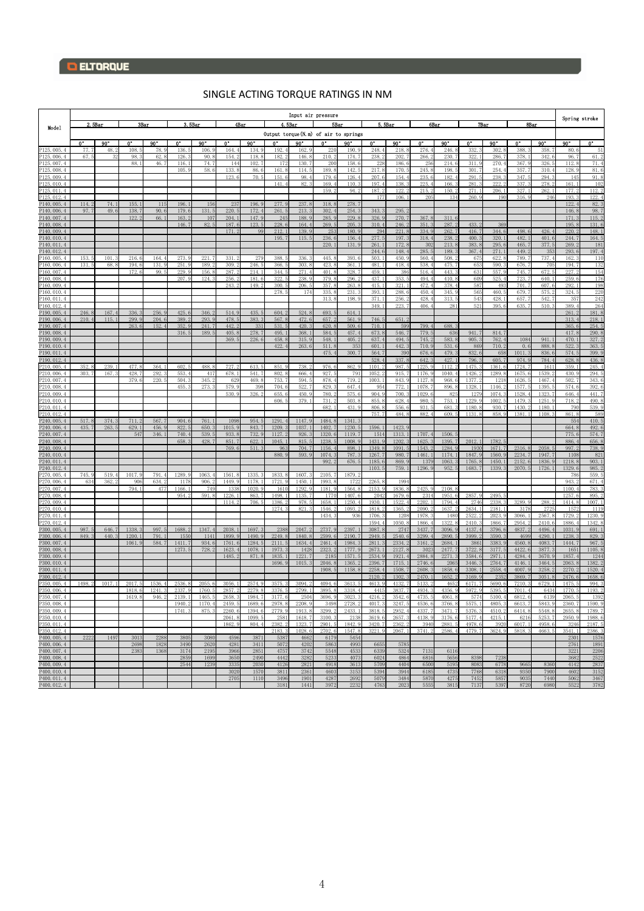# SINGLE ACTING TORQUE RATINGS IN NM

| Model | Input air pressure | | | | | | | | | | | | | | | | | | | | Spring stroke | |
|---|---|---|---|---|---|---|---|---|---|---|---|---|---|---|---|---|---|---|---|---|---|---|
| | 2.5Bar | | 3Bar | | 3.5Bar | | 4Bar | | 4.5Bar | | 5Bar | | 5.5Bar | | 6Bar | | 7Bar | | 8Bar | | | |
| | Output torque(N.m) of air to springs | | | | | | | | | | | | | | | | | | | | | |
| | 0° | 90° | 0° | 90° | 0° | 90° | 0° | 90° | 0° | 90° | 0° | 90° | 0° | 90° | 0° | 90° | 0° | 90° | 0° | 90° | 90° | 0° |
| P125.005.4 | 77.7 | 48.2 | 108.5 | 78.9 | 136.5 | 106.9 | 164.4 | 134.9 | 192.4 | 162.9 | 220 | 190.9 | 248.4 | 218.8 | 276.4 | 246.8 | 332.3 | 302.8 | 388.3 | 358.7 | 80.6 | 51 |
| P125.006.4 | 67.5 | 32 | 98.3 | 62.8 | 126.3 | 90.8 | 154.2 | 118.8 | 182.2 | 146.8 | 210.2 | 174.7 | 238.2 | 202.7 | 266.2 | 230.7 | 322.1 | 286.7 | 378.1 | 342.6 | 96.7 | 61.2 |
| P125.007.4 | | | 88.1 | 46.7 | 116.1 | 74.7 | 144 | 102.7 | 172 | 130.7 | 200 | 158.6 | 228 | 186.6 | 256 | 214.6 | 311.9 | 270.4 | 367.9 | 326.5 | 112.8 | 71.4 |
| P125.008.4 | | | | | 105.9 | 58.6 | 133.8 | 86.6 | 161.8 | 114.5 | 189.8 | 142.5 | 217.8 | 170.5 | 245.8 | 198.5 | 301.7 | 254.4 | 357.7 | 310.4 | 128.9 | 81.6 |
| P125.009.4 | | | | | | | 123.6 | 70.5 | 151.6 | 98.4 | 179.6 | 126.4 | 207.6 | 154.4 | 235.6 | 182.4 | 291.5 | 238.3 | 347.5 | 294.3 | 145 | 91.8 |
| P125.010.4 | | | | | | | | | 141.4 | 82.3 | 169.4 | 110.3 | 197.4 | 138.3 | 225.4 | 166.3 | 281.3 | 222.2 | 337.3 | 278.2 | 161.1 | 102 |
| P125.011.4 | | | | | | | | | | | 159.2 | 94.2 | 187.2 | 122.2 | 215.2 | 150.2 | 271.1 | 206.1 | 327.1 | 262.1 | 177.2 | 112.2 |
| P125.012.4 | | | | | | | | | | | | | 177 | 106.1 | 205 | 134 | 260.9 | 190 | 316.9 | 246 | 193.3 | 122.4 |
| P140.005.4 | 114.2 | 74.1 | 155.1 | 115 | 196.1 | 156 | 237 | 196.9 | 277.9 | 237.8 | 318.8 | 278.7 | | | | | | | | | 122.4 | 82.3 |
| P140.006.4 | 97.7 | 49.6 | 138.7 | 90.6 | 179.6 | 131.5 | 220.5 | 172.4 | 261.5 | 213.3 | 302.4 | 254.3 | 343.3 | 295.2 | | | | | | | 146.8 | 98.7 |
| P140.007.4 | | | 122.2 | 66.1 | 163.2 | 107 | 204.1 | 147.9 | 245 | 188.9 | 285.9 | 229.8 | 326.9 | 270.7 | 367.8 | 311.6 | | | | | 171.3 | 115.2 |
| P140.008.4 | | | | | 146.7 | 82.5 | 187.6 | 123.5 | 228.6 | 164.4 | 269.5 | 205.3 | 310.4 | 246.2 | 351.3 | 287.2 | 433.2 | 369 | | | 195.8 | 131.6 |
| P140.009.4 | | | | | | | 171.2 | 99 | 212.1 | 139.9 | 253 | 180.9 | 294 | 221.8 | 334.9 | 262.7 | 416.7 | 344.6 | 498.6 | 426.4 | 220.2 | 148.1 |
| P140.010.4 | | | | | | | | | 195.7 | 115.5 | 236.6 | 156.4 | 277.5 | 197.3 | 318.4 | 238.2 | 400.3 | 320.1 | 482.1 | 401.6 | 244.7 | 164.5 |
| P140.011.4 | | | | | | | | | | | 220.1 | 131.9 | 261.1 | 172.8 | 302 | 213.8 | 383.8 | 295.6 | 465.7 | 377.5 | 269.2 | 181 |
| P140.012.4 | | | | | | | | | | | | | 244.6 | 148.4 | 285.5 | 189.3 | 367.4 | 271.1 | 449.2 | 353 | 293.6 | 197.4 |
| P160.005.4 | 153.5 | 101.3 | 216.6 | 164.4 | 273.9 | 221.7 | 331.2 | 279 | 388.5 | 336.3 | 445.8 | 393.6 | 503.1 | 450.9 | 560.4 | 508.2 | 675 | 622.8 | 789.7 | 737.4 | 162.3 | 110 |
| P160.006.4 | 131.5 | 68.8 | 194.6 | 131.9 | 251.9 | 189.2 | 309.2 | 246.5 | 366.5 | 303.8 | 423.8 | 361.1 | 481.1 | 418.4 | 538.4 | 475.7 | 653 | 590.3 | 676.7 | 705 | 194.7 | 132 |
| P160.007.4 | | | 172.6 | 99.5 | 229.9 | 156.8 | 287.2 | 214.1 | 344.5 | 271.4 | 401.8 | 328.7 | 459.1 | 386 | 516.4 | 443.3 | 631 | 557.9 | 745.7 | 672.5 | 227.2 | 154 |
| P160.008.4 | | | | | 207.9 | 124.3 | 265.2 | 181.6 | 322.5 | 238.9 | 379.8 | 296.2 | 437.1 | 353.5 | 494.4 | 410.8 | 609 | 525.4 | 723.7 | 640.1 | 259.6 | 176 |
| P160.009.4 | | | | | | | 243.2 | 149.2 | 300.5 | 206.5 | 357.8 | 263.8 | 415.1 | 321.1 | 472.4 | 378.4 | 587 | 493 | 701.7 | 607.6 | 292.1 | 198 |
| P160.010.4 | | | | | | | | | 278.5 | 174 | 335.8 | 231.3 | 393.1 | 288.6 | 450.4 | 345.9 | 565 | 460.5 | 679.7 | 575.2 | 324.5 | 220 |
| P160.011.4 | | | | | | | | | | | 313.8 | 198.9 | 371.1 | 256.2 | 428.4 | 313.5 | 543 | 428.1 | 657.7 | 542.7 | 357 | 242 |
| P160.012.4 | | | | | | | | | | | | | 349.1 | 223.7 | 406.4 | 281 | 521 | 395.6 | 635.7 | 510.3 | 389.4 | 264 |
| P190.005.4 | 246.8 | 167.4 | 336.3 | 256.9 | 425.6 | 346.2 | 514.9 | 435.5 | 604.2 | 524.8 | 693.5 | 614.1 | | | | | | | | | 261.2 | 181.8 |
| P190.006.4 | 210.4 | 115.1 | 299.9 | 204.6 | 389.2 | 293.9 | 478.5 | 383.3 | 567.8 | 472.6 | 657.2 | 561.9 | 746.5 | 651.2 | | | | | | | 313.4 | 218.1 |
| P190.007.4 | | | 263.6 | 152.4 | 352.9 | 241.7 | 442.2 | 331 | 531.5 | 420.3 | 620.8 | 509.6 | 710.1 | 599 | 799.4 | 688.3 | | | | | 365.6 | 254.5 |
| P190.008.4 | | | | | 316.5 | 189.5 | 405.8 | 278.7 | 495.1 | 368.1 | 584.5 | 457.4 | 673.8 | 546.7 | 779.5 | 636 | 941.7 | 814.7 | | | 417.8 | 290.8 |
| P190.009.4 | | | | | | | 369.5 | 226.6 | 458.8 | 315.9 | 548.1 | 405.2 | 637.4 | 494.5 | 745.2 | 583.8 | 905.3 | 762.4 | 1084 | 941.1 | 470.1 | 327.2 |
| P190.010.4 | | | | | | | | | 422.4 | 263.6 | 511.8 | 353 | 601.1 | 442.3 | 710.9 | 531.6 | 869 | 710.2 | 0.6 | 888.8 | 522.3 | 363.5 |
| P190.011.4 | | | | | | | | | | | 475.4 | 300.7 | 564.7 | 390 | 676.6 | 479.3 | 832.6 | 658 | 1011.3 | 836.6 | 574.5 | 399.9 |
| P190.012.4 | | | | | | | | | | | | | 528.4 | 337.8 | 642.3 | 427.1 | 796.3 | 605.7 | 974.9 | 784.4 | 628.8 | 436.8 |
| P210.005.4 | 352.8 | 239.1 | 477.8 | 364.1 | 602.5 | 488.8 | 727.2 | 613.5 | 851.9 | 738.2 | 976.6 | 862.9 | 1101.2 | 987.5 | 1225.9 | 1112.2 | 1475.3 | 1361.6 | 1724.7 | 1611 | 359.1 | 245.4 |
| P210.006.4 | 303.7 | 167.3 | 428.7 | 292.3 | 553.4 | 417 | 678.1 | 541.7 | 802.8 | 666.4 | 927.5 | 791 | 1052.2 | 915.7 | 1176.9 | 1040.4 | 1426.2 | 1289.8 | 1675.6 | 1539.2 | 430.9 | 294.5 |
| P210.007.4 | | | 379.6 | 220.5 | 504.3 | 345.2 | 629 | 469.8 | 753.7 | 594.5 | 878.4 | 719.2 | 1003.1 | 843.9 | 1127.8 | 968.6 | 1377.2 | 1218 | 1626.5 | 1467.4 | 502.7 | 343.6 |
| P210.008.4 | | | | | 455.3 | 273.3 | 579.9 | 398 | 704.6 | 522.7 | 829.3 | 647.4 | 954 | 772.1 | 1078.7 | 896.8 | 1328.1 | 1146.2 | 1577.5 | 1395.5 | 574.6 | 392.6 |
| P210.009.4 | | | | | | | 530.9 | 326.2 | 655.6 | 450.9 | 780.2 | 575.6 | 904.9 | 700.3 | 1029.6 | 825 | 1279 | 1074.3 | 1528.4 | 1323.7 | 646.4 | 441.7 |
| P210.010.4 | | | | | | | | | 606.5 | 379.1 | 731.2 | 503.8 | 855.8 | 628.4 | 980.5 | 753.1 | 1229.9 | 1002.5 | 1479.3 | 1251.9 | 718.2 | 490.8 |
| P210.011.4 | | | | | | | | | | | 682.1 | 431.9 | 806.8 | 556.6 | 931.5 | 681.3 | 1180.8 | 930.7 | 1430.2 | 1180.1 | 790 | 539.9 |
| P210.012.4 | | | | | | | | | | | | | 757.7 | 484.8 | 882.4 | 609.5 | 1131.8 | 858.9 | 1381.1 | 1108.3 | 861.8 | 589 |
| P240.005.4 | 517.8 | 374.3 | 711.2 | 567.7 | 904.6 | 761.1 | 1098 | 954.5 | 1291.4 | 1147.9 | 1484.8 | 1341.3 | | | | | | | | | 554 | 410.5 |
| P240.006.4 | 435.7 | 263.5 | 629.1 | 456.9 | 822.5 | 650.3 | 1015.9 | 843.7 | 1209.3 | 1037.1 | 1402.7 | 1230.5 | 1596.1 | 1423.9 | | | | | | | 664.8 | 492.6 |
| P240.007.4 | | | 547 | 346.1 | 740.4 | 539.5 | 933.8 | 732.9 | 1127.2 | 926.3 | 1320.6 | 1119.7 | 1514 | 1313.1 | 1707.4 | 1506.5 | | | | | 775.6 | 574.7 |
| P240.008.4 | | | | | 658.3 | 428.7 | 851.7 | 622.1 | 1045.1 | 815.5 | 1238.5 | 1008.9 | 1431.9 | 1202.3 | 1625.3 | 1395.7 | 2012.1 | 1782.5 | | | 886.4 | 656.8 |
| P240.009.4 | | | | | | | 769.6 | 511.3 | 963 | 704.7 | 1156.4 | 898.1 | 1349.8 | 1091.5 | 1543.2 | 1284.9 | 1930 | 1671.7 | 2316.8 | 2058.5 | 997.2 | 738.9 |
| P240.010.4 | | | | | | | | | 880.9 | 593.9 | 1074.3 | 787.3 | 1267.7 | 980.7 | 1461.1 | 1174.1 | 1847.9 | 1560.9 | 2234.7 | 1947.7 | 1108 | 821 |
| P240.011.4 | | | | | | | | | | | 992.2 | 676.5 | 1185.6 | 869.9 | 1379 | 1063.3 | 1765.8 | 1450.1 | 2152.6 | 1836.9 | 1218.8 | 903.1 |
| P240.012.4 | | | | | | | | | | | | | 1103.5 | 759.1 | 1296.9 | 952.5 | 1683.7 | 1339.3 | 2070.5 | 1726.1 | 1329.6 | 985.2 |
| P270.005.4 | 745.9 | 519.4 | 1017.9 | 791.4 | 1289.9 | 1063.4 | 1561.8 | 1335.3 | 1833.8 | 1607.3 | 2105.7 | 1879.2 | | | | | | | | | 786 | 559.5 |
| P270.006.4 | 634 | 362.2 | 906 | 634.2 | 1178 | 906.2 | 1449.9 | 1178.1 | 1721.9 | 1450.1 | 1993.8 | 1722 | 2265.8 | 1994 | | | | | | | 943.2 | 671.4 |
| P270.007.4 | | | 794.1 | 477 | 1166.1 | 749 | 1338 | 1020.9 | 1610 | 1292.9 | 1181.9 | 1564.8 | 2153.9 | 1836.8 | 2425.9 | 2108.8 | | | | | 1100.4 | 783.3 |
| P270.008.4 | | | | | 954.2 | 591.8 | 1226.1 | 863.7 | 1498.1 | 1135.7 | 1770 | 1407.6 | 2042 | 1679.6 | 2314 | 1951.6 | 2857.9 | 2495.5 | | | 1257.6 | 895.2 |
| P270.009.4 | | | | | | | 1114.2 | 706.5 | 1386.2 | 978.5 | 1658.1 | 1250.4 | 1930.1 | 1522.4 | 2202.1 | 1794.4 | 2746 | 2338.3 | 3289.9 | 288.2 | 1414.8 | 1007.1 |
| P270.010.4 | | | | | | | | | 1274.3 | 821.3 | 1546.2 | 1093.2 | 1818.2 | 1365.2 | 2090.2 | 1637.2 | 2634.1 | 2181.1 | 3178 | 2725 | 1572 | 1119 |
| P270.011.4 | | | | | | | | | | | 1434.3 | 936 | 1706.3 | 1208 | 1978.3 | 1480 | 2522.2 | 2023.9 | 3066.1 | 2567.8 | 1729.2 | 1230.9 |
| P270.012.4 | | | | | | | | | | | | | 1594.4 | 1050.8 | 1866.4 | 1322.8 | 2410.3 | 1866.7 | 2954.2 | 2410.6 | 1886.4 | 1342.8 |
| P300.005.4 | 987.5 | 646.7 | 1338.3 | 997.5 | 1688.2 | 1347.4 | 2038.1 | 1697.3 | 2388 | 2047.2 | 2737.9 | 2397.1 | 3087.8 | 2747 | 3437.7 | 3096.9 | 4137.4 | 3796.6 | 4837.2 | 4496.4 | 1031.9 | 691.1 |
| P300.006.4 | 849.3 | 440.3 | 1200.1 | 791.1 | 1550 | 1141 | 1899.9 | 1490.9 | 2249.8 | 1840.8 | 2599.6 | 2190.7 | 2949.5 | 2540.6 | 3299.4 | 2890.5 | 3999.2 | 3590.3 | 4699 | 4290.1 | 1238.3 | 829.3 |
| P300.007.4 | | | 1061.9 | 584.7 | 1411.7 | 934.6 | 1761.6 | 1284.5 | 2111.5 | 1634.4 | 2461.4 | 1984.3 | 2811.3 | 2334.2 | 3161.2 | 2684.1 | 3861 | 3383.9 | 4560.8 | 4083.7 | 1444.7 | 967.5 |
| P300.008.4 | | | | | 1273.5 | 728.2 | 1623.4 | 1078.1 | 1973.3 | 1428 | 2323.2 | 1777.9 | 2673.1 | 2127.8 | 3023 | 2477.7 | 3722.8 | 3177.5 | 4422.6 | 3877.3 | 1651 | 1105.8 |
| P300.009.4 | | | | | | | 1485.2 | 871.8 | 1835.1 | 1221.7 | 2185 | 1571.5 | 2534.9 | 1921.4 | 2884.8 | 2271.3 | 3584.6 | 2971.1 | 4284.4 | 3670.9 | 1857.4 | 1244 |
| P300.010.4 | | | | | | | | | 1696.9 | 1015.3 | 2046.8 | 1365.2 | 2396.7 | 1715.1 | 2746.6 | 2065 | 3446.3 | 2764.7 | 4146.1 | 3464.5 | 2063.8 | 1382.2 |
| P300.011.4 | | | | | | | | | | | 1908.5 | 1158.8 | 2258.4 | 1508.7 | 2608.3 | 1858.6 | 3308.1 | 2558.4 | 4007.9 | 3258.2 | 2270.2 | 1520.4 |
| P300.012.4 | | | | | | | | | | | | | 2120.2 | 1302.3 | 2470.1 | 1652.2 | 3169.9 | 2352 | 3869.7 | 3051.8 | 2476.6 | 1658.6 |
| P350.005.4 | 1498.2 | 1017.1 | 2017.5 | 1536.4 | 2536.8 | 2055.6 | 3056.1 | 2574.9 | 3575.3 | 3094.2 | 4094.6 | 3613.5 | 4613.9 | 4132.7 | 5133.2 | 4652 | 6171.7 | 5690.6 | 7210.3 | 6729.1 | 1475.5 | 994.3 |
| P350.006.4 | | | 1818.6 | 1241.3 | 2337.9 | 1760.5 | 2857.2 | 2279.8 | 3376.5 | 2799.1 | 3895.8 | 3318.4 | 4415 | 3837.7 | 4934.3 | 4356.9 | 5972.9 | 5395.5 | 7011.4 | 6434 | 1770.5 | 1193.2 |
| P350.007.4 | | | 1619.8 | 946.2 | 2138.9 | 1465.5 | 2658.3 | 1984.7 | 3177.6 | 2504 | 3696.9 | 3023.3 | 4216.2 | 3542.6 | 4735.5 | 4061.8 | 5774 | 5100.4 | 6812.6 | 6139 | 2065.5 | 1392 |
| P350.008.4 | | | | | 1940.2 | 1170.4 | 2459.5 | 1689.6 | 2978.8 | 2208.9 | 3498 | 2728.2 | 4017.3 | 3247.5 | 4536.6 | 3766.8 | 5575.1 | 4805.3 | 6613.7 | 5843.9 | 2360.7 | 1590.9 |
| P350.009.4 | | | | | 1741.3 | 875.3 | 2260.6 | 1394.6 | 2779.9 | 1913.8 | 3299.2 | 2433.1 | 3818.5 | 2952.4 | 4337.7 | 3471.7 | 5376.3 | 4510.2 | 6414.8 | 5548.8 | 2655.8 | 1789.7 |
| P350.010.4 | | | | | | | 2061.8 | 1099.5 | 2581 | 1618.7 | 3100.3 | 2138 | 3619.6 | 2657.3 | 4138.9 | 3176.6 | 5177.4 | 4215.1 | 6216 | 5253.7 | 2950.9 | 1988.6 |
| P350.011.4 | | | | | | | 1862.9 | 804.4 | 2382.2 | 1323.7 | 2901.5 | 1842.9 | 3420.7 | 2362.2 | 3940 | 2881.5 | 4978.6 | 3920 | 6017.1 | 4958.6 | 3246 | 2187.5 |
| P350.012.4 | | | | | | | | | 2183.3 | 1028.6 | 2702.6 | 1547.8 | 3221.9 | 2067.1 | 3741.2 | 2586.4 | 4779.7 | 3624.9 | 5818.3 | 4663.5 | 3541.1 | 2386.3 |
| P400.005.4 | 2222 | 1497 | 3013 | 2288 | 3805 | 3080 | 4596 | 3871 | 5387 | 4662 | 6179 | 5454 | | | | | | | | | 2301 | 1576 |
| P400.006.4 | | | 2698 | 1828 | 3490 | 2620 | 4281 | 3411 | 5072 | 4202 | 5863 | 4993 | 6655 | 5785 | | | | | | | 2761 | 1891 |
| P400.007.4 | | | 2383 | 1368 | 3174 | 2195 | 3966 | 2851 | 4757 | 3742 | 5548 | 4533 | 6339 | 5324 | 7131 | 6116 | | | | | 3221 | 2206 |
| P400.008.4 | | | | | 2859 | 1699 | 3650 | 2490 | 4442 | 3282 | 5233 | 4073 | 6024 | 4864 | 6816 | 5656 | 8398 | 7238 | | | 3682 | 2522 |
| P400.009.4 | | | | | 2544 | 1239 | 3335 | 2030 | 4126 | 2821 | 4918 | 3613 | 5709 | 4404 | 6500 | 5195 | 8083 | 6778 | 9665 | 8360 | 4142 | 2837 |
| P400.010.4 | | | | | | | 3020 | 1570 | 3811 | 2361 | 4603 | 3153 | 5394 | 3944 | 6185 | 4735 | 7768 | 6318 | 9350 | 7900 | 4602 | 3152 |
| P400.011.4 | | | | | | | 2705 | 1110 | 3496 | 1901 | 4287 | 2692 | 5079 | 3484 | 5870 | 4275 | 7452 | 5857 | 9035 | 7440 | 5062 | 3467 |
| P400.012.4 | | | | | | | | | 3181 | 1441 | 3972 | 2232 | 4763 | 2023 | 5555 | 3815 | 7137 | 5397 | 8720 | 6980 | 5522 | 3782 |